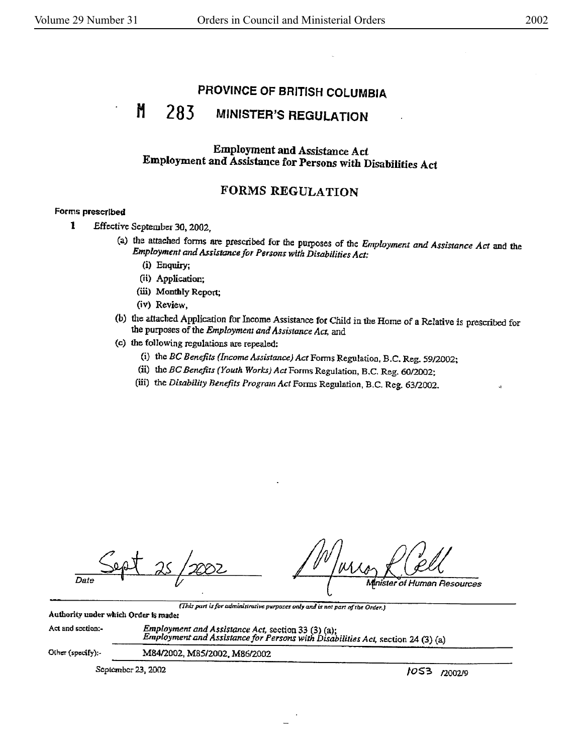# PROVINCE OF BRITISH COLUMBIA

## M 283 MINISTER'S REGULATION

### Employment and Assistance Act
### Employment and Assistance for Persons with Disabilities Act

## FORMS REGULATION

**Forms prescribed**

**1** Effective September 30, 2002,

(a) the attached forms are prescribed for the purposes of the *Employment and Assistance Act* and the *Employment and Assistance for Persons with Disabilities Act*:

(i) Enquiry;

(ii) Application;

(iii) Monthly Report;

(iv) Review,

(b) the attached Application for Income Assistance for Child in the Home of a Relative is prescribed for the purposes of the *Employment and Assistance Act*, and

(c) the following regulations are repealed:

(i) the *BC Benefits (Income Assistance) Act* Forms Regulation, B.C. Reg. 59/2002;

(ii) the *BC Benefits (Youth Works) Act* Forms Regulation, B.C. Reg. 60/2002;

(iii) the *Disability Benefits Program Act* Forms Regulation, B.C. Reg. 63/2002.

Sept 25 /2002
Date

Murray R Coell
Minister of Human Resources

*(This part is for administrative purposes only and is not part of the Order.)*

**Authority under which Order is made:**

Act and section:- *Employment and Assistance Act*, section 33 (3) (a); *Employment and Assistance for Persons with Disabilities Act*, section 24 (3) (a)

Other (specify):- M84/2002, M85/2002, M86/2002

September 23, 2002

1053 /2002/9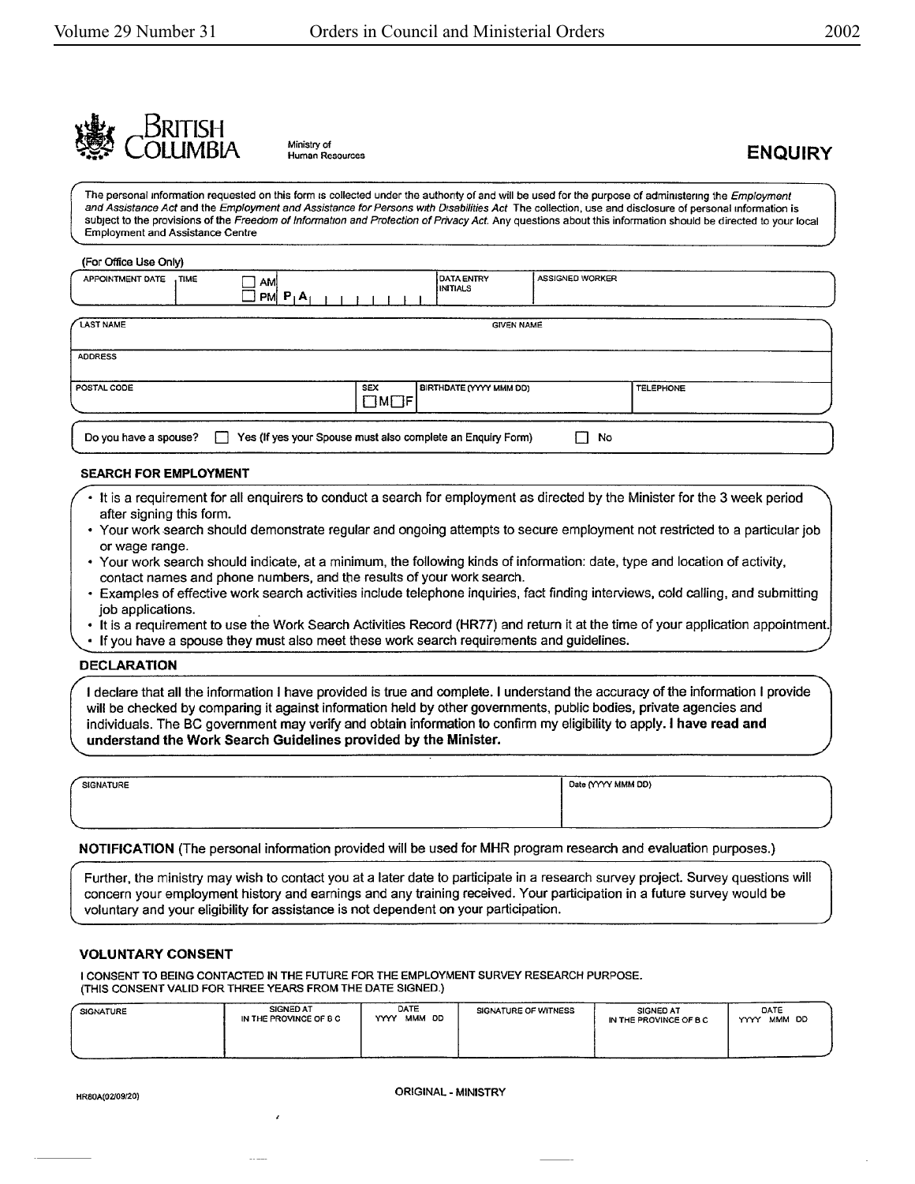British Columbia

Ministry of Human Resources

# ENQUIRY

The personal information requested on this form is collected under the authority of and will be used for the purpose of administering the *Employment and Assistance Act* and the *Employment and Assistance for Persons with Disabilities Act*. The collection, use and disclosure of personal information is subject to the provisions of the *Freedom of Information and Protection of Privacy Act*. Any questions about this information should be directed to your local Employment and Assistance Centre

(For Office Use Only)

| APPOINTMENT DATE | TIME | ☐ AM ☐ PM | P A | DATA ENTRY INITIALS | ASSIGNED WORKER |
|---|---|---|---|---|---|
| | | | | | |

| LAST NAME | GIVEN NAME |
|---|---|
| | |

| ADDRESS |
|---|
| |

| POSTAL CODE | SEX ☐M ☐F | BIRTHDATE (YYYY MMM DD) | TELEPHONE |
|---|---|---|---|
| | | | |

Do you have a spouse? ☐ Yes (If yes your Spouse must also complete an Enquiry Form) ☐ No

### SEARCH FOR EMPLOYMENT

- It is a requirement for all enquirers to conduct a search for employment as directed by the Minister for the 3 week period after signing this form.
- Your work search should demonstrate regular and ongoing attempts to secure employment not restricted to a particular job or wage range.
- Your work search should indicate, at a minimum, the following kinds of information: date, type and location of activity, contact names and phone numbers, and the results of your work search.
- Examples of effective work search activities include telephone inquiries, fact finding interviews, cold calling, and submitting job applications.
- It is a requirement to use the Work Search Activities Record (HR77) and return it at the time of your application appointment.
- If you have a spouse they must also meet these work search requirements and guidelines.

### DECLARATION

I declare that all the information I have provided is true and complete. I understand the accuracy of the information I provide will be checked by comparing it against information held by other governments, public bodies, private agencies and individuals. The BC government may verify and obtain information to confirm my eligibility to apply. **I have read and understand the Work Search Guidelines provided by the Minister.**

| SIGNATURE | Date (YYYY MMM DD) |
|---|---|
| | |

**NOTIFICATION** (The personal information provided will be used for MHR program research and evaluation purposes.)

Further, the ministry may wish to contact you at a later date to participate in a research survey project. Survey questions will concern your employment history and earnings and any training received. Your participation in a future survey would be voluntary and your eligibility for assistance is not dependent on your participation.

### VOLUNTARY CONSENT

I CONSENT TO BEING CONTACTED IN THE FUTURE FOR THE EMPLOYMENT SURVEY RESEARCH PURPOSE.
(THIS CONSENT VALID FOR THREE YEARS FROM THE DATE SIGNED.)

| SIGNATURE | SIGNED AT IN THE PROVINCE OF B C | DATE YYYY MMM DD | SIGNATURE OF WITNESS | SIGNED AT IN THE PROVINCE OF B C | DATE YYYY MMM DD |
|---|---|---|---|---|---|
| | | | | | |

HR80A(02/09/20)

ORIGINAL - MINISTRY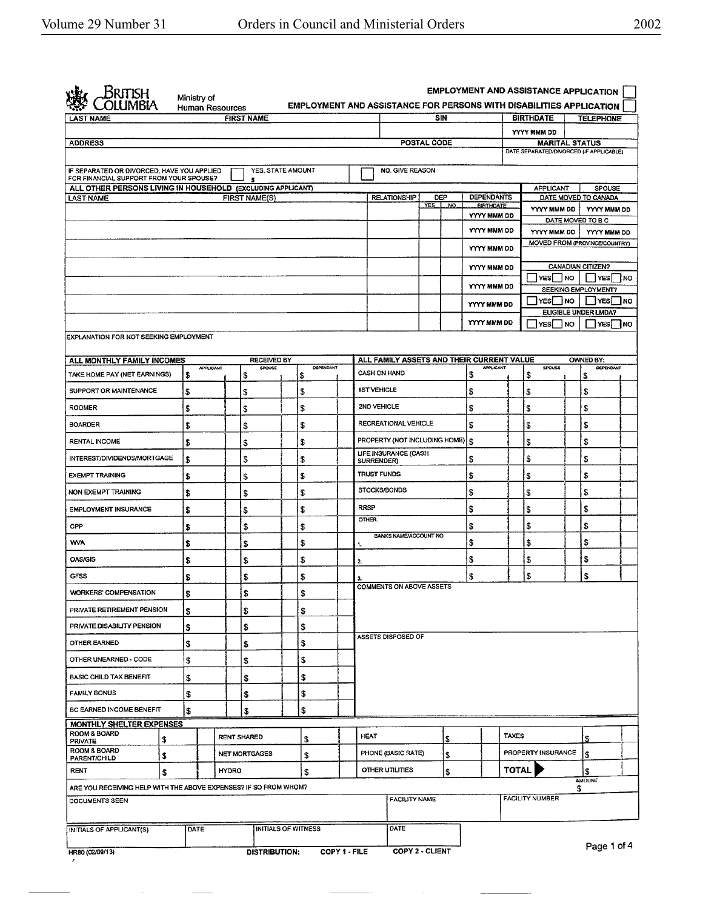**BRITISH COLUMBIA** — Ministry of Human Resources

**EMPLOYMENT AND ASSISTANCE APPLICATION** ☐

**EMPLOYMENT AND ASSISTANCE FOR PERSONS WITH DISABILITIES APPLICATION** ☐

| LAST NAME | FIRST NAME | SIN | BIRTHDATE | TELEPHONE |
|---|---|---|---|---|
| | | | YYYY MMM DD | |

| ADDRESS | POSTAL CODE | MARITAL STATUS |
|---|---|---|
| | | DATE SEPARATED/DIVORCED (IF APPLICABLE) |

IF SEPARATED OR DIVORCED, HAVE YOU APPLIED FOR FINANCIAL SUPPORT FROM YOUR SPOUSE? ☐ YES, STATE AMOUNT $ ☐ NO, GIVE REASON

**ALL OTHER PERSONS LIVING IN HOUSEHOLD (EXCLUDING APPLICANT)**

| LAST NAME | FIRST NAME(S) | RELATIONSHIP | DEP YES | DEP NO | DEPENDANTS BIRTHDATE |
|---|---|---|---|---|---|
| | | | | | YYYY MMM DD |
| | | | | | YYYY MMM DD |
| | | | | | YYYY MMM DD |
| | | | | | YYYY MMM DD |
| | | | | | YYYY MMM DD |
| | | | | | YYYY MMM DD |
| | | | | | YYYY MMM DD |

| | APPLICANT | SPOUSE |
|---|---|---|
| DATE MOVED TO CANADA | YYYY MMM DD | YYYY MMM DD |
| DATE MOVED TO B C | YYYY MMM DD | YYYY MMM DD |
| MOVED FROM (PROVINCE/COUNTRY) | | |
| CANADIAN CITIZEN? | ☐ YES ☐ NO | ☐ YES ☐ NO |
| SEEKING EMPLOYMENT? | ☐ YES ☐ NO | ☐ YES ☐ NO |
| ELIGIBLE UNDER LMDA? | ☐ YES ☐ NO | ☐ YES ☐ NO |

EXPLANATION FOR NOT SEEKING EMPLOYMENT

**ALL MONTHLY FAMILY INCOMES**

| RECEIVED BY | APPLICANT | SPOUSE | DEPENDANT |
|---|---|---|---|
| TAKE HOME PAY (NET EARNINGS) | $ | $ | $ |
| SUPPORT OR MAINTENANCE | $ | $ | $ |
| ROOMER | $ | $ | $ |
| BOARDER | $ | $ | $ |
| RENTAL INCOME | $ | $ | $ |
| INTEREST/DIVIDENDS/MORTGAGE | $ | $ | $ |
| EXEMPT TRAINING | $ | $ | $ |
| NON EXEMPT TRAINING | $ | $ | $ |
| EMPLOYMENT INSURANCE | $ | $ | $ |
| CPP | $ | $ | $ |
| WVA | $ | $ | $ |
| OAS/GIS | $ | $ | $ |
| GFSS | $ | $ | $ |
| WORKERS' COMPENSATION | $ | $ | $ |
| PRIVATE RETIREMENT PENSION | $ | $ | $ |
| PRIVATE DISABILITY PENSION | $ | $ | $ |
| OTHER EARNED | $ | $ | $ |
| OTHER UNEARNED - CODE | $ | $ | $ |
| BASIC CHILD TAX BENEFIT | $ | $ | $ |
| FAMILY BONUS | $ | $ | $ |
| BC EARNED INCOME BENEFIT | $ | $ | $ |

**ALL FAMILY ASSETS AND THEIR CURRENT VALUE**

| OWNED BY: | APPLICANT | SPOUSE | DEPENDANT |
|---|---|---|---|
| CASH ON HAND | $ | $ | $ |
| 1ST VEHICLE | $ | $ | $ |
| 2ND VEHICLE | $ | $ | $ |
| RECREATIONAL VEHICLE | $ | $ | $ |
| PROPERTY (NOT INCLUDING HOME) | $ | $ | $ |
| LIFE INSURANCE (CASH SURRENDER) | $ | $ | $ |
| TRUST FUNDS | $ | $ | $ |
| STOCKS/BONDS | $ | $ | $ |
| RRSP | $ | $ | $ |
| OTHER. | $ | $ | $ |
| BANKS NAME/ACCOUNT NO 1. | $ | $ | $ |
| 2. | $ | $ | $ |
| 3. | $ | $ | $ |

COMMENTS ON ABOVE ASSETS

ASSETS DISPOSED OF

**MONTHLY SHELTER EXPENSES**

| | | | | | | | |
|---|---|---|---|---|---|---|---|
| ROOM & BOARD PRIVATE | $ | RENT SHARED | $ | HEAT | $ | TAXES | $ |
| ROOM & BOARD PARENT/CHILD | $ | NET MORTGAGES | $ | PHONE (BASIC RATE) | $ | PROPERTY INSURANCE | $ |
| RENT | $ | HYDRO | $ | OTHER UTILITIES | $ | TOTAL | $ |

ARE YOU RECEIVING HELP WITH THE ABOVE EXPENSES? IF SO FROM WHOM? AMOUNT $

| DOCUMENTS SEEN | | FACILITY NAME | FACILITY NUMBER |
|---|---|---|---|
| INITIALS OF APPLICANT(S) | DATE | INITIALS OF WITNESS | DATE |

HR80 (02/09/13) DISTRIBUTION: COPY 1 - FILE COPY 2 - CLIENT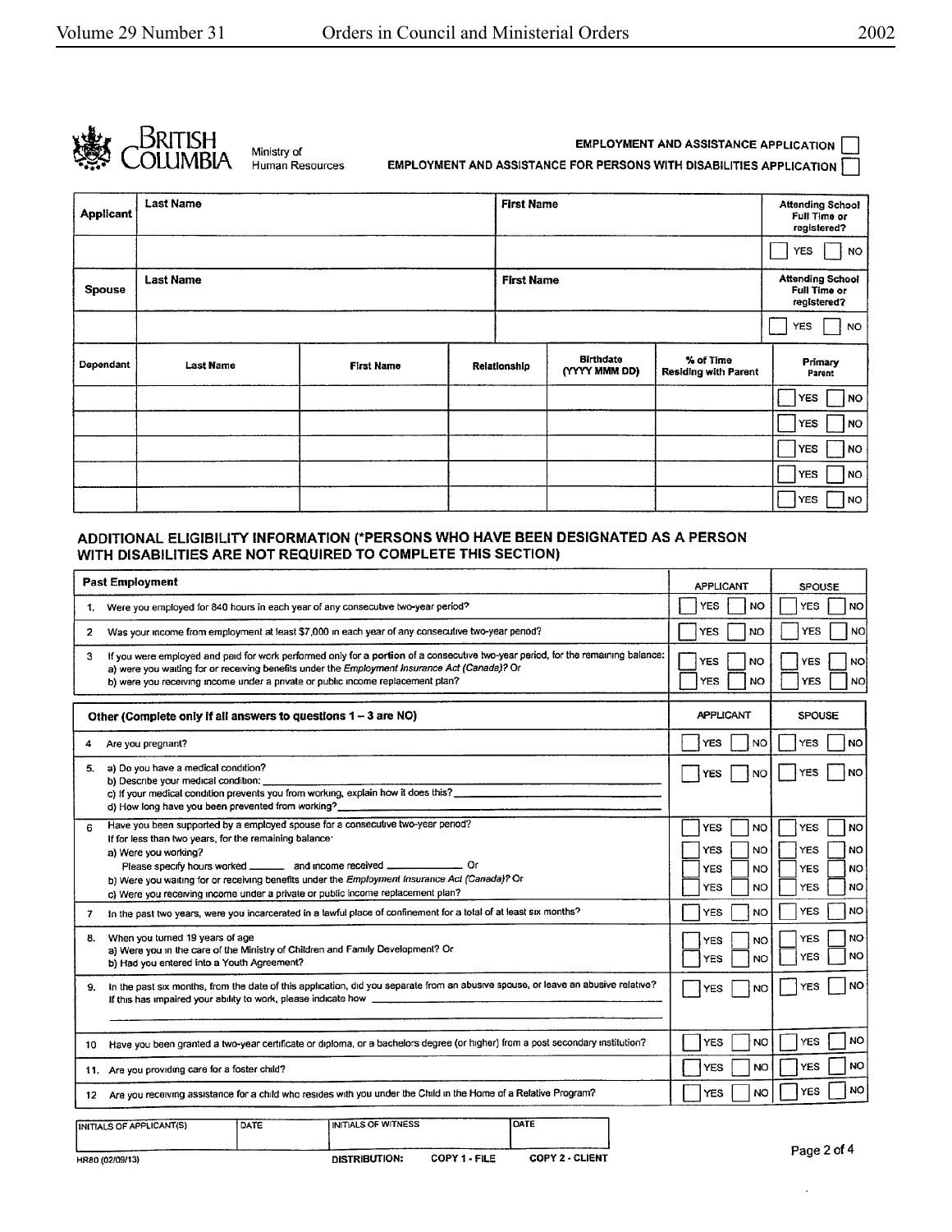BRITISH COLUMBIA

Ministry of Human Resources

EMPLOYMENT AND ASSISTANCE APPLICATION ☐

EMPLOYMENT AND ASSISTANCE FOR PERSONS WITH DISABILITIES APPLICATION ☐

| Applicant | Last Name | First Name | Attending School Full Time or registered? |
|---|---|---|---|
| | | | ☐ YES ☐ NO |
| **Spouse** | **Last Name** | **First Name** | **Attending School Full Time or registered?** |
| | | | ☐ YES ☐ NO |

| Dependant | Last Name | First Name | Relationship | Birthdate (YYYY MMM DD) | % of Time Residing with Parent | Primary Parent |
|---|---|---|---|---|---|---|
| | | | | | | ☐ YES ☐ NO |
| | | | | | | ☐ YES ☐ NO |
| | | | | | | ☐ YES ☐ NO |
| | | | | | | ☐ YES ☐ NO |
| | | | | | | ☐ YES ☐ NO |

## ADDITIONAL ELIGIBILITY INFORMATION (*PERSONS WHO HAVE BEEN DESIGNATED AS A PERSON WITH DISABILITIES ARE NOT REQUIRED TO COMPLETE THIS SECTION)

| Past Employment | APPLICANT | SPOUSE |
|---|---|---|
| 1. Were you employed for 840 hours in each year of any consecutive two-year period? | ☐ YES ☐ NO | ☐ YES ☐ NO |
| 2 Was your income from employment at least $7,000 in each year of any consecutive two-year period? | ☐ YES ☐ NO | ☐ YES ☐ NO |
| 3 If you were employed and paid for work performed only for a **portion** of a consecutive two-year period, for the remaining balance:<br>a) were you waiting for or receiving benefits under the *Employment Insurance Act (Canada)?* Or<br>b) were you receiving income under a private or public income replacement plan? | ☐ YES ☐ NO<br>☐ YES ☐ NO | ☐ YES ☐ NO<br>☐ YES ☐ NO |

| Other (Complete only if all answers to questions 1 – 3 are NO) | APPLICANT | SPOUSE |
|---|---|---|
| 4 Are you pregnant? | ☐ YES ☐ NO | ☐ YES ☐ NO |
| 5. a) Do you have a medical condition?<br>b) Describe your medical condition: ______<br>c) If your medical condition prevents you from working, explain how it does this? ______<br>d) How long have you been prevented from working? ______ | ☐ YES ☐ NO | ☐ YES ☐ NO |
| 6 Have you been supported by a employed spouse for a consecutive two-year period?<br>If for less than two years, for the remaining balance:<br>a) Were you working?<br>Please specify hours worked ______ and income received ______ Or<br>b) Were you waiting for or receiving benefits under the *Employment Insurance Act (Canada)?* Or<br>c) Were you receiving income under a private or public income replacement plan? | ☐ YES ☐ NO<br>☐ YES ☐ NO<br>☐ YES ☐ NO<br>☐ YES ☐ NO | ☐ YES ☐ NO<br>☐ YES ☐ NO<br>☐ YES ☐ NO<br>☐ YES ☐ NO |
| 7 In the past two years, were you incarcerated in a lawful place of confinement for a total of at least six months? | ☐ YES ☐ NO | ☐ YES ☐ NO |
| 8. When you turned 19 years of age<br>a) Were you in the care of the Ministry of Children and Family Development? Or<br>b) Had you entered into a Youth Agreement? | ☐ YES ☐ NO<br>☐ YES ☐ NO | ☐ YES ☐ NO<br>☐ YES ☐ NO |
| 9. In the past six months, from the date of this application, did you separate from an abusive spouse, or leave an abusive relative?<br>If this has impaired your ability to work, please indicate how ______ | ☐ YES ☐ NO | ☐ YES ☐ NO |
| 10 Have you been granted a two-year certificate or diploma, or a bachelors degree (or higher) from a post secondary institution? | ☐ YES ☐ NO | ☐ YES ☐ NO |
| 11. Are you providing care for a foster child? | ☐ YES ☐ NO | ☐ YES ☐ NO |
| 12 Are you receiving assistance for a child who resides with you under the Child in the Home of a Relative Program? | ☐ YES ☐ NO | ☐ YES ☐ NO |

| INITIALS OF APPLICANT(S) | DATE | INITIALS OF WITNESS | DATE |
|---|---|---|---|
| | | | |

HR80 (02/09/13) DISTRIBUTION: COPY 1 - FILE COPY 2 - CLIENT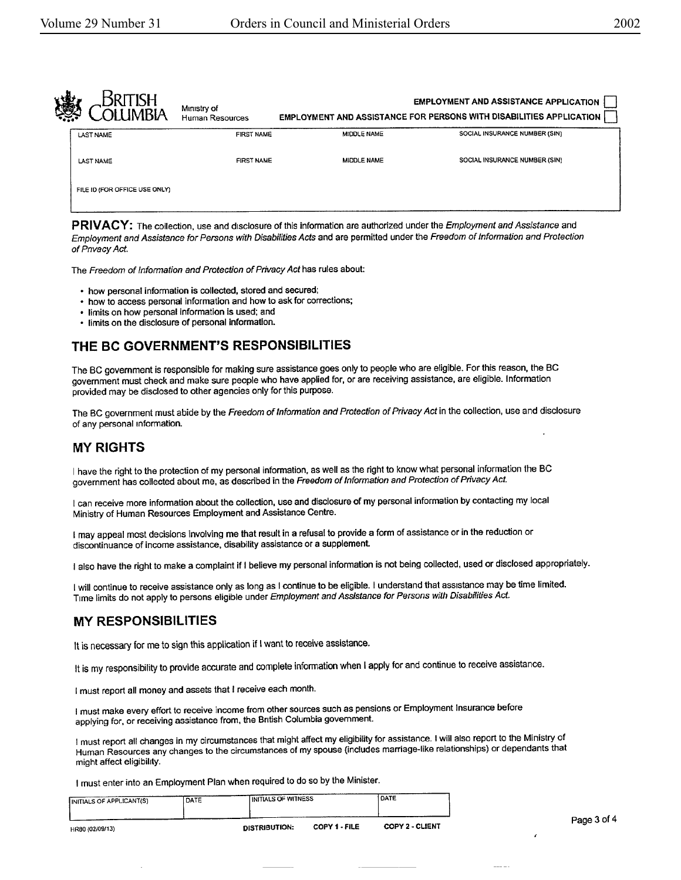BRITISH COLUMBIA Ministry of Human Resources

**EMPLOYMENT AND ASSISTANCE APPLICATION** ☐

**EMPLOYMENT AND ASSISTANCE FOR PERSONS WITH DISABILITIES APPLICATION** ☐

| LAST NAME | FIRST NAME | MIDDLE NAME | SOCIAL INSURANCE NUMBER (SIN) |
|---|---|---|---|
| LAST NAME | FIRST NAME | MIDDLE NAME | SOCIAL INSURANCE NUMBER (SIN) |
| FILE ID (FOR OFFICE USE ONLY) | | | |

**PRIVACY:** The collection, use and disclosure of this information are authorized under the *Employment and Assistance* and *Employment and Assistance for Persons with Disabilities Acts* and are permitted under the *Freedom of Information and Protection of Privacy Act.*

The *Freedom of Information and Protection of Privacy Act* has rules about:

- how personal information is collected, stored and secured;
- how to access personal information and how to ask for corrections;
- limits on how personal information is used; and
- limits on the disclosure of personal information.

## THE BC GOVERNMENT'S RESPONSIBILITIES

The BC government is responsible for making sure assistance goes only to people who are eligible. For this reason, the BC government must check and make sure people who have applied for, or are receiving assistance, are eligible. Information provided may be disclosed to other agencies only for this purpose.

The BC government must abide by the *Freedom of Information and Protection of Privacy Act* in the collection, use and disclosure of any personal information.

## MY RIGHTS

I have the right to the protection of my personal information, as well as the right to know what personal information the BC government has collected about me, as described in the *Freedom of Information and Protection of Privacy Act.*

I can receive more information about the collection, use and disclosure of my personal information by contacting my local Ministry of Human Resources Employment and Assistance Centre.

I may appeal most decisions involving me that result in a refusal to provide a form of assistance or in the reduction or discontinuance of income assistance, disability assistance or a supplement.

I also have the right to make a complaint if I believe my personal information is not being collected, used or disclosed appropriately.

I will continue to receive assistance only as long as I continue to be eligible. I understand that assistance may be time limited. Time limits do not apply to persons eligible under *Employment and Assistance for Persons with Disabilities Act.*

## MY RESPONSIBILITIES

It is necessary for me to sign this application if I want to receive assistance.

It is my responsibility to provide accurate and complete information when I apply for and continue to receive assistance.

I must report all money and assets that I receive each month.

I must make every effort to receive income from other sources such as pensions or Employment Insurance before applying for, or receiving assistance from, the British Columbia government.

I must report all changes in my circumstances that might affect my eligibility for assistance. I will also report to the Ministry of Human Resources any changes to the circumstances of my spouse (includes marriage-like relationships) or dependants that might affect eligibility.

I must enter into an Employment Plan when required to do so by the Minister.

| INITIALS OF APPLICANT(S) | DATE | INITIALS OF WITNESS | DATE |
|---|---|---|---|
| | | | |

HR80 (02/09/13) DISTRIBUTION: COPY 1 - FILE COPY 2 - CLIENT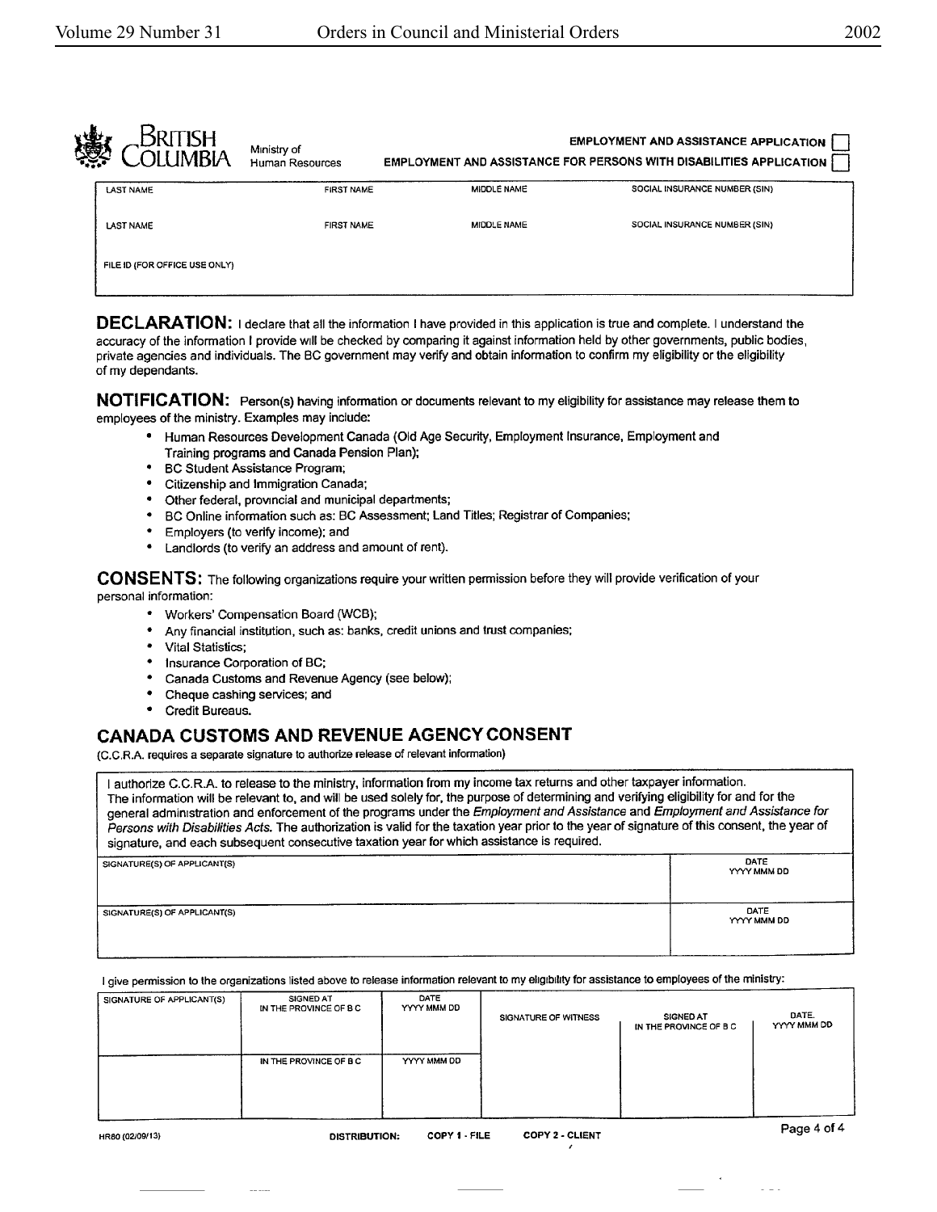BRITISH COLUMBIA | Ministry of Human Resources

EMPLOYMENT AND ASSISTANCE APPLICATION ☐

EMPLOYMENT AND ASSISTANCE FOR PERSONS WITH DISABILITIES APPLICATION ☐

| LAST NAME | FIRST NAME | MIDDLE NAME | SOCIAL INSURANCE NUMBER (SIN) |
|---|---|---|---|
| LAST NAME | FIRST NAME | MIDDLE NAME | SOCIAL INSURANCE NUMBER (SIN) |
| FILE ID (FOR OFFICE USE ONLY) | | | |

**DECLARATION:** I declare that all the information I have provided in this application is true and complete. I understand the accuracy of the information I provide will be checked by comparing it against information held by other governments, public bodies, private agencies and individuals. The BC government may verify and obtain information to confirm my eligibility or the eligibility of my dependants.

**NOTIFICATION:** Person(s) having information or documents relevant to my eligibility for assistance may release them to employees of the ministry. Examples may include:

- Human Resources Development Canada (Old Age Security, Employment Insurance, Employment and Training programs and Canada Pension Plan);
- BC Student Assistance Program;
- Citizenship and Immigration Canada;
- Other federal, provincial and municipal departments;
- BC Online information such as: BC Assessment; Land Titles; Registrar of Companies;
- Employers (to verify income); and
- Landlords (to verify an address and amount of rent).

**CONSENTS:** The following organizations require your written permission before they will provide verification of your personal information:

- Workers' Compensation Board (WCB);
- Any financial institution, such as: banks, credit unions and trust companies;
- Vital Statistics;
- Insurance Corporation of BC;
- Canada Customs and Revenue Agency (see below);
- Cheque cashing services; and
- Credit Bureaus.

## CANADA CUSTOMS AND REVENUE AGENCY CONSENT

(C.C.R.A. requires a separate signature to authorize release of relevant information)

I authorize C.C.R.A. to release to the ministry, information from my income tax returns and other taxpayer information. The information will be relevant to, and will be used solely for, the purpose of determining and verifying eligibility for and for the general administration and enforcement of the programs under the *Employment and Assistance* and *Employment and Assistance for Persons with Disabilities Acts*. The authorization is valid for the taxation year prior to the year of signature of this consent, the year of signature, and each subsequent consecutive taxation year for which assistance is required.

| SIGNATURE(S) OF APPLICANT(S) | DATE YYYY MMM DD |
|---|---|
| SIGNATURE(S) OF APPLICANT(S) | DATE YYYY MMM DD |

I give permission to the organizations listed above to release information relevant to my eligibility for assistance to employees of the ministry:

| SIGNATURE OF APPLICANT(S) | SIGNED AT IN THE PROVINCE OF B C | DATE YYYY MMM DD | SIGNATURE OF WITNESS | SIGNED AT IN THE PROVINCE OF B C | DATE. YYYY MMM DD |
|---|---|---|---|---|---|
| | IN THE PROVINCE OF B C | YYYY MMM DD | | | |

HR80 (02/09/13) DISTRIBUTION: COPY 1 - FILE COPY 2 - CLIENT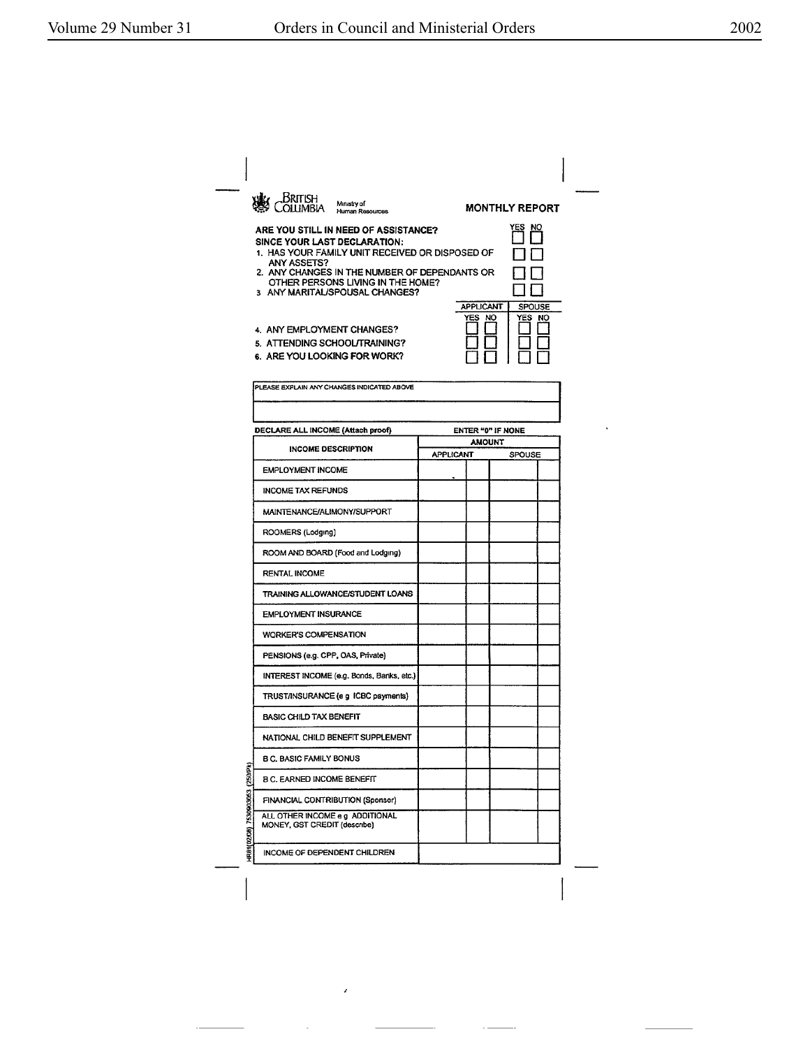British Columbia — Ministry of Human Resources

## MONTHLY REPORT

| | YES | NO |
|---|---|---|
| **ARE YOU STILL IN NEED OF ASSISTANCE?** | ☐ | ☐ |
| **SINCE YOUR LAST DECLARATION:** | | |
| 1. HAS YOUR FAMILY UNIT RECEIVED OR DISPOSED OF ANY ASSETS? | ☐ | ☐ |
| 2. ANY CHANGES IN THE NUMBER OF DEPENDANTS OR OTHER PERSONS LIVING IN THE HOME? | ☐ | ☐ |
| 3. ANY MARITAL/SPOUSAL CHANGES? | ☐ | ☐ |

| | APPLICANT | | SPOUSE | |
|---|---|---|---|---|
| | YES | NO | YES | NO |
| 4. ANY EMPLOYMENT CHANGES? | ☐ | ☐ | ☐ | ☐ |
| 5. ATTENDING SCHOOL/TRAINING? | ☐ | ☐ | ☐ | ☐ |
| 6. ARE YOU LOOKING FOR WORK? | ☐ | ☐ | ☐ | ☐ |

PLEASE EXPLAIN ANY CHANGES INDICATED ABOVE

**DECLARE ALL INCOME (Attach proof)** — **ENTER "0" IF NONE**

| INCOME DESCRIPTION | AMOUNT | | | |
|---|---|---|---|---|
| | APPLICANT | | SPOUSE | |
| EMPLOYMENT INCOME | | | | |
| INCOME TAX REFUNDS | | | | |
| MAINTENANCE/ALIMONY/SUPPORT | | | | |
| ROOMERS (Lodging) | | | | |
| ROOM AND BOARD (Food and Lodging) | | | | |
| RENTAL INCOME | | | | |
| TRAINING ALLOWANCE/STUDENT LOANS | | | | |
| EMPLOYMENT INSURANCE | | | | |
| WORKER'S COMPENSATION | | | | |
| PENSIONS (e.g. CPP, OAS, Private) | | | | |
| INTEREST INCOME (e.g. Bonds, Banks, etc.) | | | | |
| TRUST/INSURANCE (e g ICBC payments) | | | | |
| BASIC CHILD TAX BENEFIT | | | | |
| NATIONAL CHILD BENEFIT SUPPLEMENT | | | | |
| B C. BASIC FAMILY BONUS | | | | |
| B C. EARNED INCOME BENEFIT | | | | |
| FINANCIAL CONTRIBUTION (Sponsor) | | | | |
| ALL OTHER INCOME e g ADDITIONAL MONEY, GST CREDIT (describe) | | | | |
| INCOME OF DEPENDENT CHILDREN | | | | |

HR81(02/08) 7530903053 (250PK)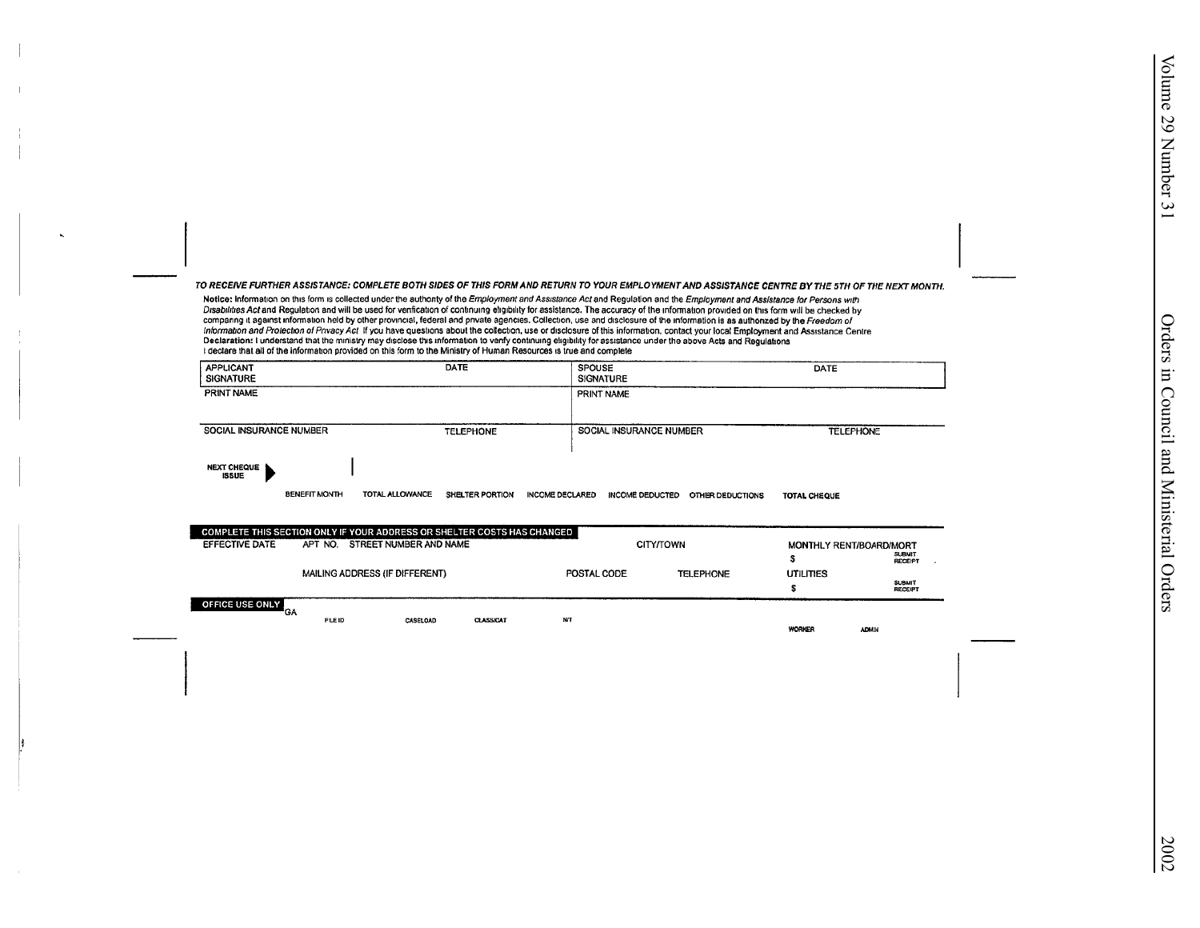***TO RECEIVE FURTHER ASSISTANCE: COMPLETE BOTH SIDES OF THIS FORM AND RETURN TO YOUR EMPLOYMENT AND ASSISTANCE CENTRE BY THE 5TH OF THE NEXT MONTH.***

**Notice:** Information on this form is collected under the authority of the *Employment and Assistance Act* and Regulation and the *Employment and Assistance for Persons with Disabilities Act* and Regulation and will be used for verification of continuing eligibility for assistance. The accuracy of the information provided on this form will be checked by comparing it against information held by other provincial, federal and private agencies. Collection, use and disclosure of the information is as authorized by the *Freedom of Information and Protection of Privacy Act*. If you have questions about the collection, use or disclosure of this information, contact your local Employment and Assistance Centre.
**Declaration:** I understand that the ministry may disclose this information to verify continuing eligibility for assistance under the above Acts and Regulations.
I declare that all of the information provided on this form to the Ministry of Human Resources is true and complete.

| APPLICANT SIGNATURE | DATE | SPOUSE SIGNATURE | DATE |
|---|---|---|---|
| PRINT NAME | | PRINT NAME | |
| SOCIAL INSURANCE NUMBER | TELEPHONE | SOCIAL INSURANCE NUMBER | TELEPHONE |

**NEXT CHEQUE ISSUE** ▶

| BENEFIT MONTH | TOTAL ALLOWANCE | SHELTER PORTION | INCOME DECLARED | INCOME DEDUCTED | OTHER DEDUCTIONS | TOTAL CHEQUE |
|---|---|---|---|---|---|---|
| | | | | | | |

**COMPLETE THIS SECTION ONLY IF YOUR ADDRESS OR SHELTER COSTS HAS CHANGED**

| EFFECTIVE DATE | APT NO. | STREET NUMBER AND NAME | CITY/TOWN | | MONTHLY RENT/BOARD/MORT $ SUBMIT RECEIPT |
|---|---|---|---|---|---|
| | MAILING ADDRESS (IF DIFFERENT) | | POSTAL CODE | TELEPHONE | UTILITIES $ SUBMIT RECEIPT |

**OFFICE USE ONLY**

GA

| FILE ID | CASELOAD | CLASS/CAT | N/T | WORKER | ADMIN |
|---|---|---|---|---|---|
| | | | | | |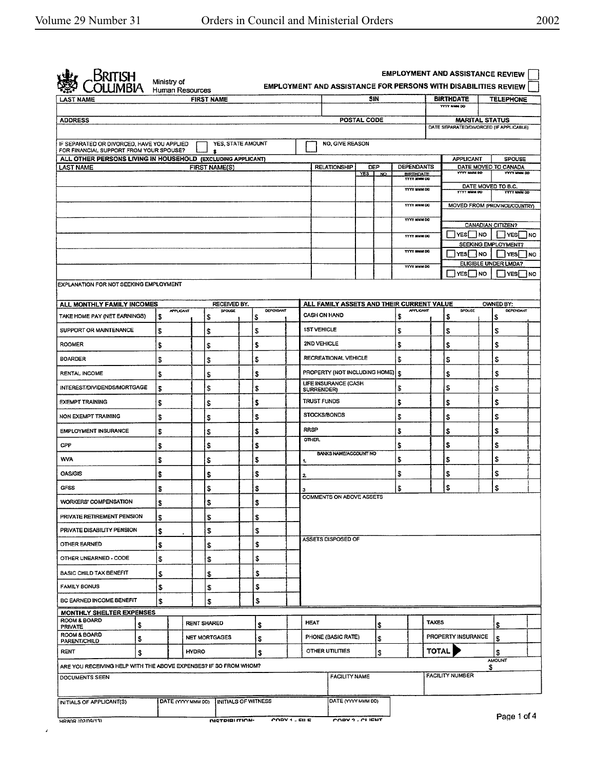BRITISH COLUMBIA
Ministry of Human Resources

EMPLOYMENT AND ASSISTANCE REVIEW ☐

EMPLOYMENT AND ASSISTANCE FOR PERSONS WITH DISABILITIES REVIEW ☐

| LAST NAME | FIRST NAME | SIN | BIRTHDATE (YYYY MMM DD) | TELEPHONE |
|---|---|---|---|---|
| | | | | |

| ADDRESS | POSTAL CODE | MARITAL STATUS / DATE SEPARATED/DIVORCED (IF APPLICABLE) |
|---|---|---|
| | | |

IF SEPARATED OR DIVORCED, HAVE YOU APPLIED FOR FINANCIAL SUPPORT FROM YOUR SPOUSE? ☐ YES, STATE AMOUNT $ ☐ NO, GIVE REASON

**ALL OTHER PERSONS LIVING IN HOUSEHOLD (EXCLUDING APPLICANT)**

| LAST NAME | FIRST NAME(S) | RELATIONSHIP | DEP YES | DEP NO | DEPENDANTS BIRTHDATE (YYYY MMM DD) |
|---|---|---|---|---|---|
| | | | | | YYYY MMM DD |
| | | | | | YYYY MMM DD |
| | | | | | YYYY MMM DD |
| | | | | | YYYY MMM DD |
| | | | | | YYYY MMM DD |
| | | | | | YYYY MMM DD |
| | | | | | YYYY MMM DD |

| | APPLICANT | SPOUSE |
|---|---|---|
| DATE MOVED TO CANADA | YYYY MMM DD | YYYY MMM DD |
| DATE MOVED TO B.C. | YYYY MMM DD | YYYY MMM DD |
| MOVED FROM (PROVINCE/COUNTRY) | | |
| CANADIAN CITIZEN? | ☐ YES ☐ NO | ☐ YES ☐ NO |
| SEEKING EMPLOYMENT? | ☐ YES ☐ NO | ☐ YES ☐ NO |
| ELIGIBLE UNDER LMDA? | ☐ YES ☐ NO | ☐ YES ☐ NO |

EXPLANATION FOR NOT SEEKING EMPLOYMENT

**ALL MONTHLY FAMILY INCOMES** — RECEIVED BY:

| | APPLICANT | SPOUSE | DEPENDANT |
|---|---|---|---|
| TAKE HOME PAY (NET EARNINGS) | $ | $ | $ |
| SUPPORT OR MAINTENANCE | $ | $ | $ |
| ROOMER | $ | $ | $ |
| BOARDER | $ | $ | $ |
| RENTAL INCOME | $ | $ | $ |
| INTEREST/DIVIDENDS/MORTGAGE | $ | $ | $ |
| EXEMPT TRAINING | $ | $ | $ |
| NON EXEMPT TRAINING | $ | $ | $ |
| EMPLOYMENT INSURANCE | $ | $ | $ |
| CPP | $ | $ | $ |
| WVA | $ | $ | $ |
| OAS/GIS | $ | $ | $ |
| GFSS | $ | $ | $ |
| WORKERS' COMPENSATION | $ | $ | $ |
| PRIVATE RETIREMENT PENSION | $ | $ | $ |
| PRIVATE DISABILITY PENSION | $ | $ | $ |
| OTHER EARNED | $ | $ | $ |
| OTHER UNEARNED - CODE | $ | $ | $ |
| BASIC CHILD TAX BENEFIT | $ | $ | $ |
| FAMILY BONUS | $ | $ | $ |
| BC EARNED INCOME BENEFIT | $ | $ | $ |

**ALL FAMILY ASSETS AND THEIR CURRENT VALUE** — OWNED BY:

| | APPLICANT | SPOUSE | DEPENDANT |
|---|---|---|---|
| CASH ON HAND | $ | $ | $ |
| 1ST VEHICLE | $ | $ | $ |
| 2ND VEHICLE | $ | $ | $ |
| RECREATIONAL VEHICLE | $ | $ | $ |
| PROPERTY (NOT INCLUDING HOME) | $ | $ | $ |
| LIFE INSURANCE (CASH SURRENDER) | $ | $ | $ |
| TRUST FUNDS | $ | $ | $ |
| STOCKS/BONDS | $ | $ | $ |
| RRSP | $ | $ | $ |
| OTHER | $ | $ | $ |
| BANKS NAME/ACCOUNT NO 1. | $ | $ | $ |
| 2. | $ | $ | $ |
| 3. | $ | $ | $ |

COMMENTS ON ABOVE ASSETS

ASSETS DISPOSED OF

**MONTHLY SHELTER EXPENSES**

| | | | | | | | |
|---|---|---|---|---|---|---|---|
| ROOM & BOARD PRIVATE | $ | RENT SHARED | $ | HEAT | $ | TAXES | $ |
| ROOM & BOARD PARENT/CHILD | $ | NET MORTGAGES | $ | PHONE (BASIC RATE) | $ | PROPERTY INSURANCE | $ |
| RENT | $ | HYDRO | $ | OTHER UTILITIES | $ | TOTAL | $ |

ARE YOU RECEIVING HELP WITH THE ABOVE EXPENSES? IF SO FROM WHOM? AMOUNT $

| DOCUMENTS SEEN | FACILITY NAME | FACILITY NUMBER |
|---|---|---|
| | | |

| INITIALS OF APPLICANT(S) | DATE (YYYY MMM DD) | INITIALS OF WITNESS | DATE (YYYY MMM DD) |
|---|---|---|---|
| | | | |

HR80R (02/09/13) DISTRIBUTION: COPY 1 - FILE COPY 2 - CLIENT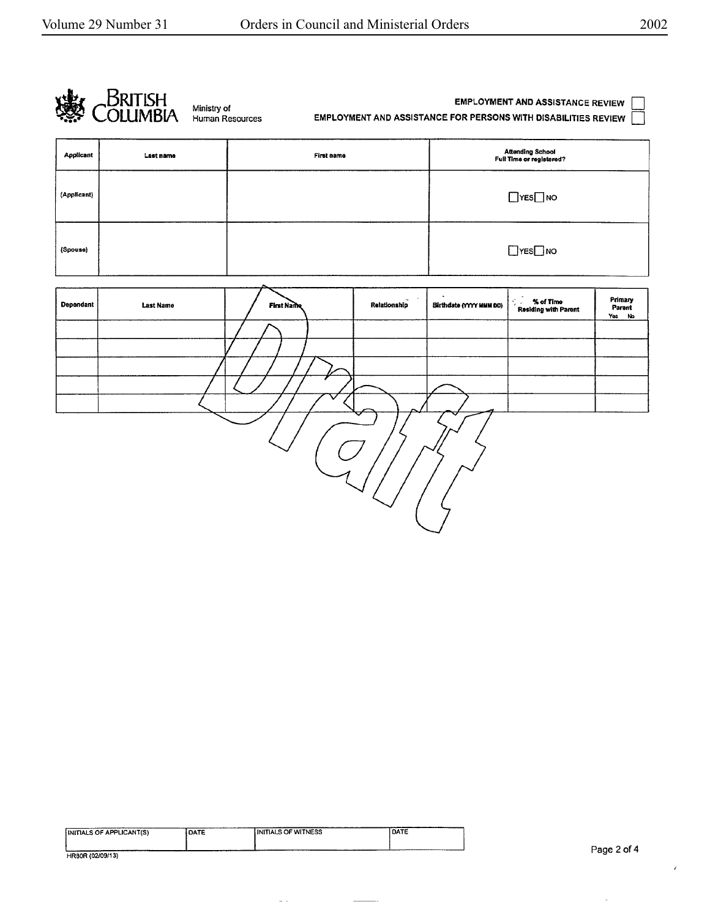BRITISH COLUMBIA Ministry of Human Resources

EMPLOYMENT AND ASSISTANCE REVIEW ☐

EMPLOYMENT AND ASSISTANCE FOR PERSONS WITH DISABILITIES REVIEW ☐

| Applicant | Last name | First name | Attending School Full Time or registered? |
|---|---|---|---|
| (Applicant) | | | ☐YES☐NO |
| (Spouse) | | | ☐YES☐NO |

| Dependant | Last Name | First Name | Relationship | Birthdate (YYYY MMM DD) | % of Time Residing with Parent | Primary Parent Yes No |
|---|---|---|---|---|---|---|
| | | | | | | |
| | | | | | | |
| | | | | | | |
| | | | | | | |
| | | | | | | |

Draft

| INITIALS OF APPLICANT(S) | DATE | INITIALS OF WITNESS | DATE |
|---|---|---|---|
| | | | |

HR80R (02/09/13)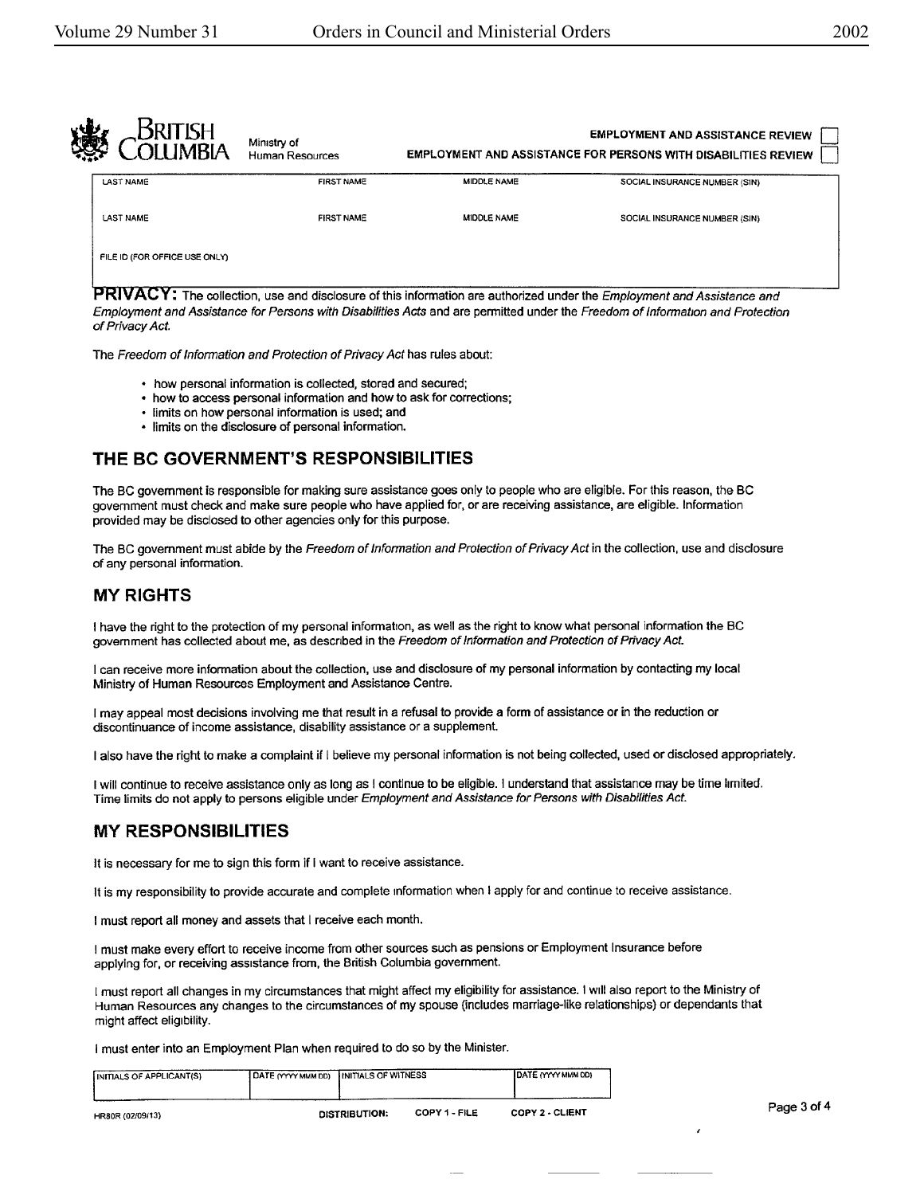BRITISH COLUMBIA — Ministry of Human Resources

EMPLOYMENT AND ASSISTANCE REVIEW ☐

EMPLOYMENT AND ASSISTANCE FOR PERSONS WITH DISABILITIES REVIEW ☐

| LAST NAME | FIRST NAME | MIDDLE NAME | SOCIAL INSURANCE NUMBER (SIN) |
|---|---|---|---|
| | | | |
| LAST NAME | FIRST NAME | MIDDLE NAME | SOCIAL INSURANCE NUMBER (SIN) |
| | | | |
| FILE ID (FOR OFFICE USE ONLY) | | | |

**PRIVACY:** The collection, use and disclosure of this information are authorized under the *Employment and Assistance and Employment and Assistance for Persons with Disabilities Acts* and are permitted under the *Freedom of Information and Protection of Privacy Act.*

The *Freedom of Information and Protection of Privacy Act* has rules about:

- how personal information is collected, stored and secured;
- how to access personal information and how to ask for corrections;
- limits on how personal information is used; and
- limits on the disclosure of personal information.

## THE BC GOVERNMENT'S RESPONSIBILITIES

The BC government is responsible for making sure assistance goes only to people who are eligible. For this reason, the BC government must check and make sure people who have applied for, or are receiving assistance, are eligible. Information provided may be disclosed to other agencies only for this purpose.

The BC government must abide by the *Freedom of Information and Protection of Privacy Act* in the collection, use and disclosure of any personal information.

## MY RIGHTS

I have the right to the protection of my personal information, as well as the right to know what personal information the BC government has collected about me, as described in the *Freedom of Information and Protection of Privacy Act.*

I can receive more information about the collection, use and disclosure of my personal information by contacting my local Ministry of Human Resources Employment and Assistance Centre.

I may appeal most decisions involving me that result in a refusal to provide a form of assistance or in the reduction or discontinuance of income assistance, disability assistance or a supplement.

I also have the right to make a complaint if I believe my personal information is not being collected, used or disclosed appropriately.

I will continue to receive assistance only as long as I continue to be eligible. I understand that assistance may be time limited. Time limits do not apply to persons eligible under *Employment and Assistance for Persons with Disabilities Act.*

## MY RESPONSIBILITIES

It is necessary for me to sign this form if I want to receive assistance.

It is my responsibility to provide accurate and complete information when I apply for and continue to receive assistance.

I must report all money and assets that I receive each month.

I must make every effort to receive income from other sources such as pensions or Employment Insurance before applying for, or receiving assistance from, the British Columbia government.

I must report all changes in my circumstances that might affect my eligibility for assistance. I will also report to the Ministry of Human Resources any changes to the circumstances of my spouse (includes marriage-like relationships) or dependants that might affect eligibility.

I must enter into an Employment Plan when required to do so by the Minister.

| INITIALS OF APPLICANT(S) | DATE (YYYY MMM DD) | INITIALS OF WITNESS | DATE (YYYY MMM DD) |
|---|---|---|---|
| | | | |

HR80R (02/09/13) DISTRIBUTION: COPY 1 - FILE COPY 2 - CLIENT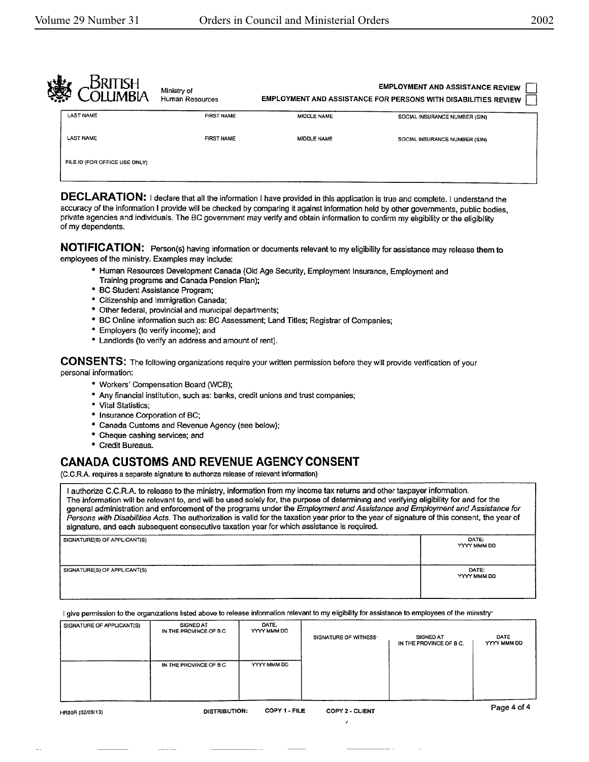BRITISH COLUMBIA | Ministry of Human Resources

EMPLOYMENT AND ASSISTANCE REVIEW ☐

EMPLOYMENT AND ASSISTANCE FOR PERSONS WITH DISABILITIES REVIEW ☐

| LAST NAME | FIRST NAME | MIDDLE NAME | SOCIAL INSURANCE NUMBER (SIN) |
|---|---|---|---|
| LAST NAME | FIRST NAME | MIDDLE NAME | SOCIAL INSURANCE NUMBER (SIN) |
| FILE ID (FOR OFFICE USE ONLY) | | | |

**DECLARATION:** I declare that all the information I have provided in this application is true and complete. I understand the accuracy of the information I provide will be checked by comparing it against information held by other governments, public bodies, private agencies and individuals. The BC government may verify and obtain information to confirm my eligibility or the eligibility of my dependents.

**NOTIFICATION:** Person(s) having information or documents relevant to my eligibility for assistance may release them to employees of the ministry. Examples may include:

- Human Resources Development Canada (Old Age Security, Employment Insurance, Employment and Training programs and Canada Pension Plan);
- BC Student Assistance Program;
- Citizenship and Immigration Canada;
- Other federal, provincial and municipal departments;
- BC Online information such as: BC Assessment; Land Titles; Registrar of Companies;
- Employers (to verify income); and
- Landlords (to verify an address and amount of rent).

**CONSENTS:** The following organizations require your written permission before they will provide verification of your personal information:

- Workers' Compensation Board (WCB);
- Any financial institution, such as: banks, credit unions and trust companies;
- Vital Statistics;
- Insurance Corporation of BC;
- Canada Customs and Revenue Agency (see below);
- Cheque cashing services; and
- Credit Bureaus.

## CANADA CUSTOMS AND REVENUE AGENCY CONSENT

(C.C.R.A. requires a separate signature to authorize release of relevant information)

I authorize C.C.R.A. to release to the ministry, information from my income tax returns and other taxpayer information. The information will be relevant to, and will be used solely for, the purpose of determining and verifying eligibility for and for the general administration and enforcement of the programs under the *Employment and Assistance and Employment and Assistance for Persons with Disabilities Acts*. The authorization is valid for the taxation year prior to the year of signature of this consent, the year of signature, and each subsequent consecutive taxation year for which assistance is required.

| SIGNATURE(S) OF APPLICANT(S) | DATE: YYYY MMM DD |
|---|---|
| SIGNATURE(S) OF APPLICANT(S) | DATE: YYYY MMM DD |

I give permission to the organizations listed above to release information relevant to my eligibility for assistance to employees of the ministry:

| SIGNATURE OF APPLICANT(S) | SIGNED AT IN THE PROVINCE OF B C | DATE. YYYY MMM DD | SIGNATURE OF WITNESS: | SIGNED AT IN THE PROVINCE OF B C. | DATE YYYY MMM DD |
|---|---|---|---|---|---|
| | IN THE PROVINCE OF B C | YYYY MMM DD | | | |

HR80R (02/09/13) DISTRIBUTION: COPY 1 - FILE COPY 2 - CLIENT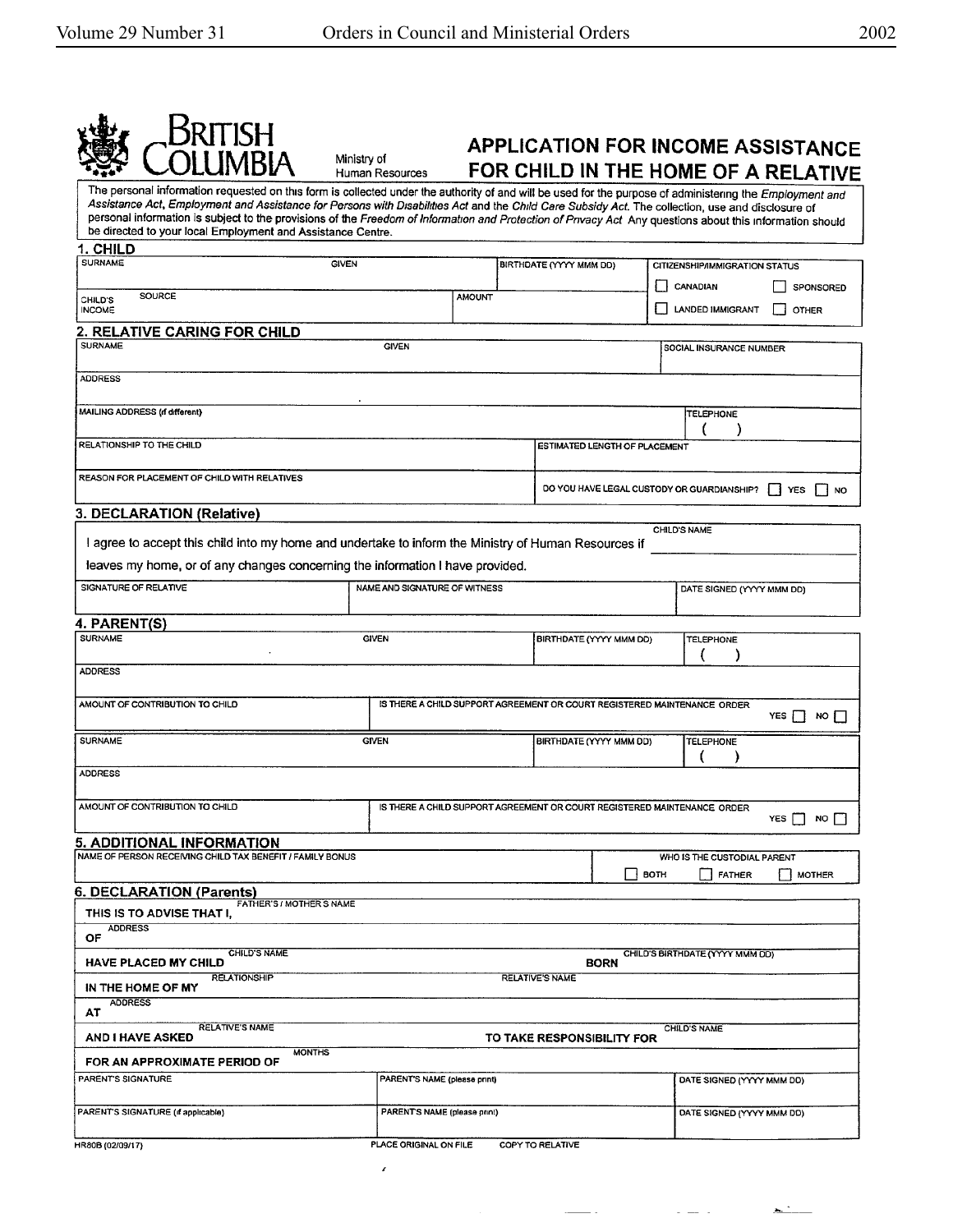BRITISH COLUMBIA

Ministry of Human Resources

# APPLICATION FOR INCOME ASSISTANCE FOR CHILD IN THE HOME OF A RELATIVE

The personal information requested on this form is collected under the authority of and will be used for the purpose of administering the *Employment and Assistance Act*, *Employment and Assistance for Persons with Disabilities Act* and the *Child Care Subsidy Act*. The collection, use and disclosure of personal information is subject to the provisions of the *Freedom of Information and Protection of Privacy Act*. Any questions about this information should be directed to your local Employment and Assistance Centre.

## 1. CHILD

| SURNAME | GIVEN | BIRTHDATE (YYYY MMM DD) | CITIZENSHIP/IMMIGRATION STATUS |
|---|---|---|---|
| CHILD'S INCOME — SOURCE | AMOUNT | | ☐ CANADIAN ☐ SPONSORED ☐ LANDED IMMIGRANT ☐ OTHER |

## 2. RELATIVE CARING FOR CHILD

| | | |
|---|---|---|
| SURNAME | GIVEN | SOCIAL INSURANCE NUMBER |
| ADDRESS | | |
| MAILING ADDRESS (if different) | | TELEPHONE ( ) |
| RELATIONSHIP TO THE CHILD | ESTIMATED LENGTH OF PLACEMENT | |
| REASON FOR PLACEMENT OF CHILD WITH RELATIVES | DO YOU HAVE LEGAL CUSTODY OR GUARDIANSHIP? ☐ YES ☐ NO | |

## 3. DECLARATION (Relative)

I agree to accept this child into my home and undertake to inform the Ministry of Human Resources if CHILD'S NAME ________ leaves my home, or of any changes concerning the information I have provided.

| SIGNATURE OF RELATIVE | NAME AND SIGNATURE OF WITNESS | DATE SIGNED (YYYY MMM DD) |
|---|---|---|
| | | |

## 4. PARENT(S)

| | | | |
|---|---|---|---|
| SURNAME | GIVEN | BIRTHDATE (YYYY MMM DD) | TELEPHONE ( ) |
| ADDRESS | | | |
| AMOUNT OF CONTRIBUTION TO CHILD | IS THERE A CHILD SUPPORT AGREEMENT OR COURT REGISTERED MAINTENANCE ORDER YES ☐ NO ☐ | | |
| SURNAME | GIVEN | BIRTHDATE (YYYY MMM DD) | TELEPHONE ( ) |
| ADDRESS | | | |
| AMOUNT OF CONTRIBUTION TO CHILD | IS THERE A CHILD SUPPORT AGREEMENT OR COURT REGISTERED MAINTENANCE ORDER YES ☐ NO ☐ | | |

## 5. ADDITIONAL INFORMATION

| NAME OF PERSON RECEIVING CHILD TAX BENEFIT / FAMILY BONUS | WHO IS THE CUSTODIAL PARENT |
|---|---|
| | ☐ BOTH ☐ FATHER ☐ MOTHER |

## 6. DECLARATION (Parents)

THIS IS TO ADVISE THAT I, (FATHER'S / MOTHER'S NAME) ________

OF (ADDRESS) ________

HAVE PLACED MY CHILD (CHILD'S NAME) ________ BORN (CHILD'S BIRTHDATE (YYYY MMM DD)) ________

IN THE HOME OF MY (RELATIONSHIP) ________ (RELATIVE'S NAME) ________

AT (ADDRESS) ________

AND I HAVE ASKED (RELATIVE'S NAME) ________ TO TAKE RESPONSIBILITY FOR (CHILD'S NAME) ________

FOR AN APPROXIMATE PERIOD OF ________ MONTHS

| PARENT'S SIGNATURE | PARENT'S NAME (please print) | DATE SIGNED (YYYY MMM DD) |
|---|---|---|
| PARENT'S SIGNATURE (if applicable) | PARENT'S NAME (please print) | DATE SIGNED (YYYY MMM DD) |

HR80B (02/09/17) PLACE ORIGINAL ON FILE COPY TO RELATIVE